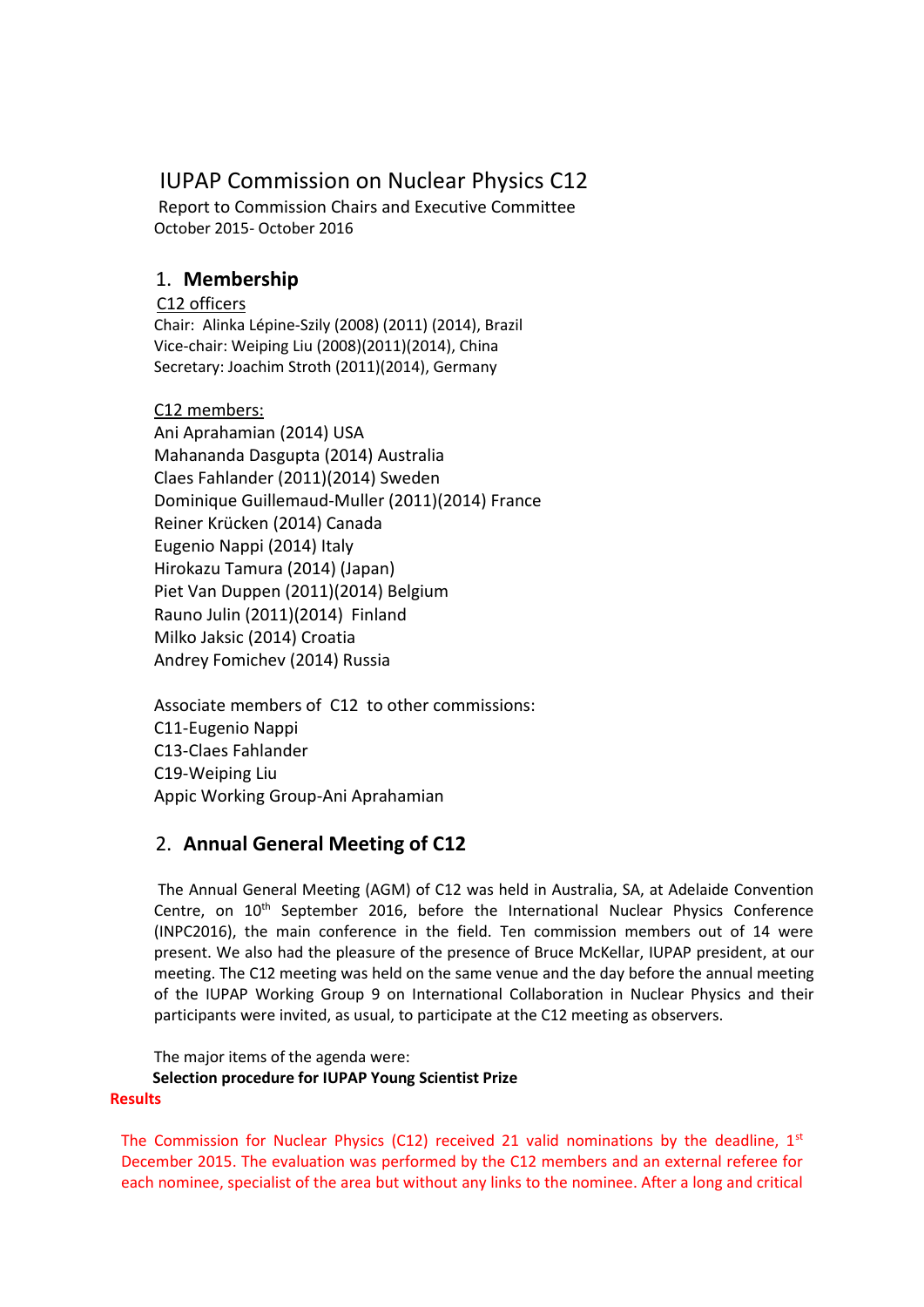# IUPAC Commission on Nuclear Physics C12

Report to Commission Chairs and Executive Committee

October 2015- October 2016

## 1. Membership

<u>C12 officers</u>

Chair: Alinka Lépine-Szily (2008) (2011) (2014), Brazil

Vice-chair: Weiping Liu (2008)(2011)(2014), China

Secretary: Joachim Stroth (2011)(2014), Germany

<u>C12 members:</u>

Ani Aprahamian (2014) USA

Mahananda Dasgupta (2014) Australia

Claes Fahlander (2011)(2014) Sweden

Dominique Guillemaud-Muller (2011)(2014) France

Reiner Krücken (2014) Canada

Eugenio Nappi (2014) Italy

Hirokazu Tamura (2014) (Japan)

Piet Van Duppen (2011)(2014) Belgium

Rauno Julin (2011)(2014) Finland

Milko Jaksic (2014) Croatia

Andrey Fomichev (2014) Russia

Associate members of C12 to other commissions:

C11-Eugenio Nappi

C13-Claes Fahlander

C19-Weiping Liu

Appic Working Group-Ani Aprahamian

## 2. Annual General Meeting of C12

The Annual General Meeting (AGM) of C12 was held in Australia, SA, at Adelaide Convention Centre, on 10th September 2016, before the International Nuclear Physics Conference (INPC2016), the main conference in the field. Ten commission members out of 14 were present. We also had the pleasure of the presence of Bruce McKellar, IUPAP president, at our meeting. The C12 meeting was held on the same venue and the day before the annual meeting of the IUPAP Working Group 9 on International Collaboration in Nuclear Physics and their participants were invited, as usual, to participate at the C12 meeting as observers.

The major items of the agenda were:

**Selection procedure for IUPAP Young Scientist Prize**

**Results**

The Commission for Nuclear Physics (C12) received 21 valid nominations by the deadline, 1st December 2015. The evaluation was performed by the C12 members and an external referee for each nominee, specialist of the area but without any links to the nominee. After a long and critical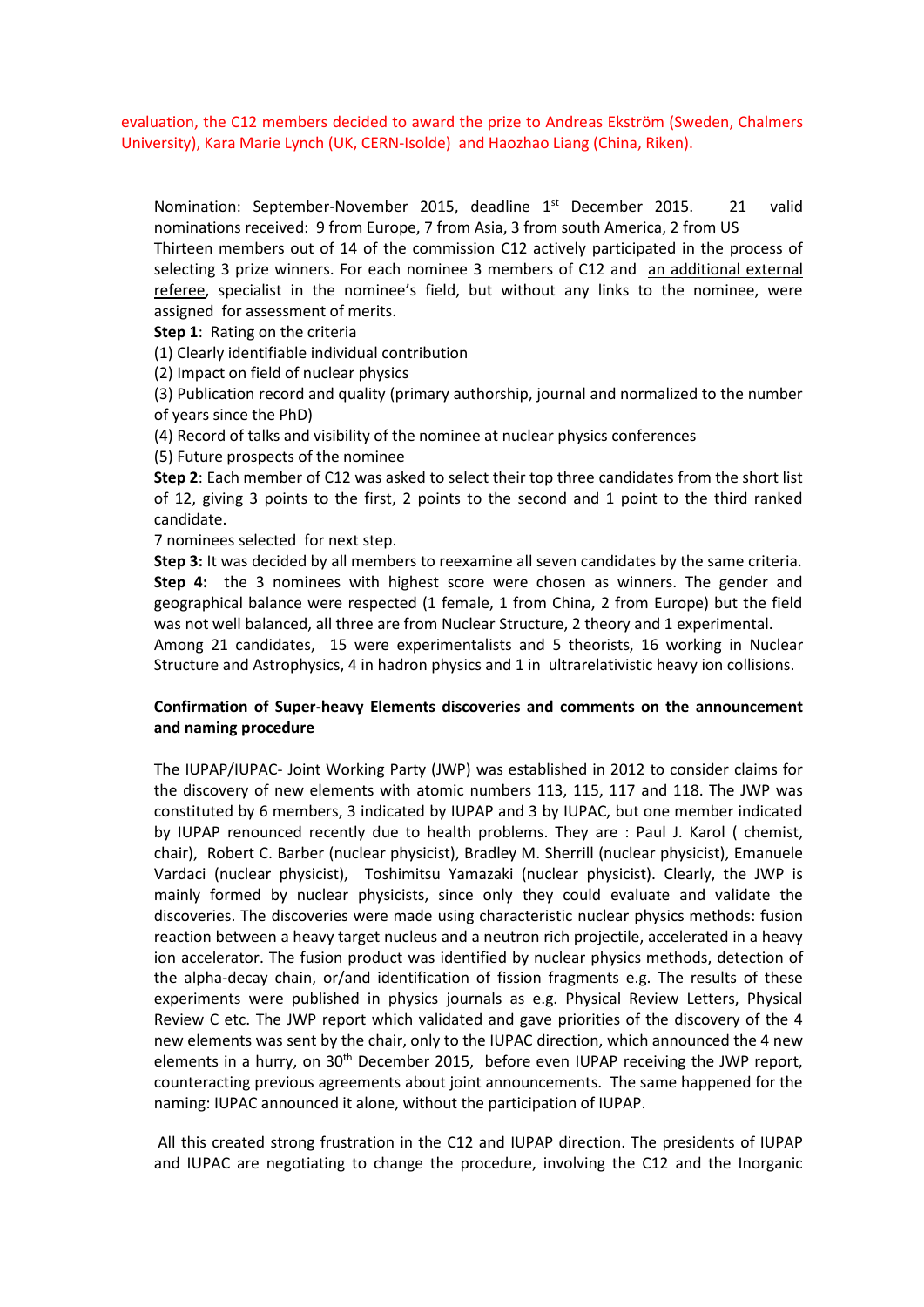evaluation, the C12 members decided to award the prize to Andreas Ekström (Sweden, Chalmers University), Kara Marie Lynch (UK, CERN-Isolde) and Haozhao Liang (China, Riken).

Nomination: September-November 2015, deadline 1st December 2015. 21 valid nominations received: 9 from Europe, 7 from Asia, 3 from south America, 2 from US

Thirteen members out of 14 of the commission C12 actively participated in the process of selecting 3 prize winners. For each nominee 3 members of C12 and an additional external referee, specialist in the nominee's field, but without any links to the nominee, were assigned for assessment of merits.

**Step 1**: Rating on the criteria

(1) Clearly identifiable individual contribution

(2) Impact on field of nuclear physics

(3) Publication record and quality (primary authorship, journal and normalized to the number of years since the PhD)

(4) Record of talks and visibility of the nominee at nuclear physics conferences

(5) Future prospects of the nominee

**Step 2**: Each member of C12 was asked to select their top three candidates from the short list of 12, giving 3 points to the first, 2 points to the second and 1 point to the third ranked candidate.

7 nominees selected for next step.

**Step 3:** It was decided by all members to reexamine all seven candidates by the same criteria.

**Step 4:** the 3 nominees with highest score were chosen as winners. The gender and geographical balance were respected (1 female, 1 from China, 2 from Europe) but the field was not well balanced, all three are from Nuclear Structure, 2 theory and 1 experimental.

Among 21 candidates, 15 were experimentalists and 5 theorists, 16 working in Nuclear Structure and Astrophysics, 4 in hadron physics and 1 in ultrarelativistic heavy ion collisions.

**Confirmation of Super-heavy Elements discoveries and comments on the announcement and naming procedure**

The IUPAP/IUPAC- Joint Working Party (JWP) was established in 2012 to consider claims for the discovery of new elements with atomic numbers 113, 115, 117 and 118. The JWP was constituted by 6 members, 3 indicated by IUPAP and 3 by IUPAC, but one member indicated by IUPAP renounced recently due to health problems. They are : Paul J. Karol ( chemist, chair), Robert C. Barber (nuclear physicist), Bradley M. Sherrill (nuclear physicist), Emanuele Vardaci (nuclear physicist), Toshimitsu Yamazaki (nuclear physicist). Clearly, the JWP is mainly formed by nuclear physicists, since only they could evaluate and validate the discoveries. The discoveries were made using characteristic nuclear physics methods: fusion reaction between a heavy target nucleus and a neutron rich projectile, accelerated in a heavy ion accelerator. The fusion product was identified by nuclear physics methods, detection of the alpha-decay chain, or/and identification of fission fragments e.g. The results of these experiments were published in physics journals as e.g. Physical Review Letters, Physical Review C etc. The JWP report which validated and gave priorities of the discovery of the 4 new elements was sent by the chair, only to the IUPAC direction, which announced the 4 new elements in a hurry, on 30th December 2015, before even IUPAP receiving the JWP report, counteracting previous agreements about joint announcements. The same happened for the naming: IUPAC announced it alone, without the participation of IUPAP.

All this created strong frustration in the C12 and IUPAP direction. The presidents of IUPAP and IUPAC are negotiating to change the procedure, involving the C12 and the Inorganic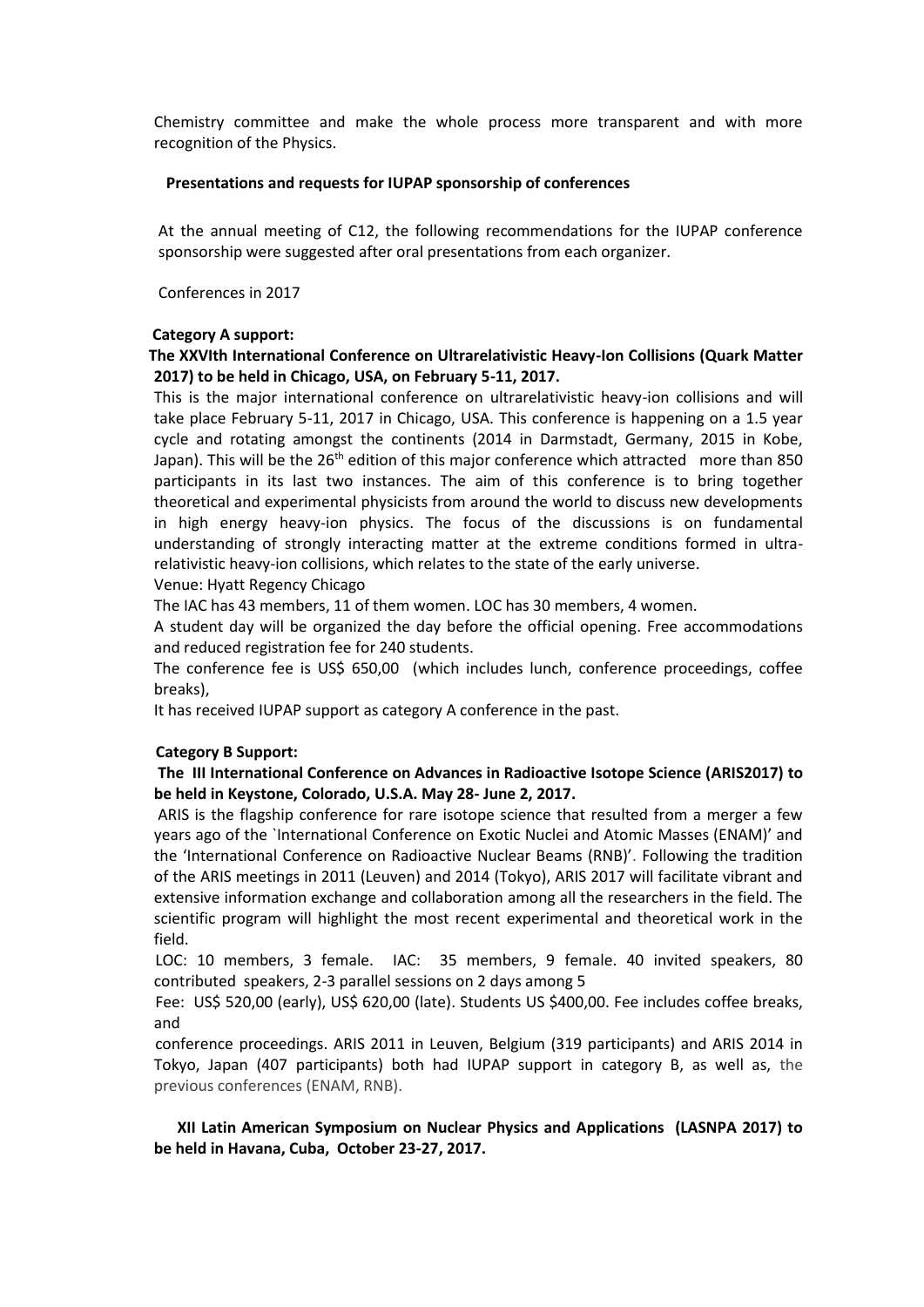Chemistry committee and make the whole process more transparent and with more recognition of the Physics.

**Presentations and requests for IUPAP sponsorship of conferences**

At the annual meeting of C12, the following recommendations for the IUPAP conference sponsorship were suggested after oral presentations from each organizer.

Conferences in 2017

**Category A support:**

**The XXVIth International Conference on Ultrarelativistic Heavy-Ion Collisions (Quark Matter 2017) to be held in Chicago, USA, on February 5-11, 2017.**

This is the major international conference on ultrarelativistic heavy-ion collisions and will take place February 5-11, 2017 in Chicago, USA. This conference is happening on a 1.5 year cycle and rotating amongst the continents (2014 in Darmstadt, Germany, 2015 in Kobe, Japan). This will be the 26th edition of this major conference which attracted more than 850 participants in its last two instances. The aim of this conference is to bring together theoretical and experimental physicists from around the world to discuss new developments in high energy heavy-ion physics. The focus of the discussions is on fundamental understanding of strongly interacting matter at the extreme conditions formed in ultra-relativistic heavy-ion collisions, which relates to the state of the early universe.

Venue: Hyatt Regency Chicago

The IAC has 43 members, 11 of them women. LOC has 30 members, 4 women.

A student day will be organized the day before the official opening. Free accommodations and reduced registration fee for 240 students.

The conference fee is US$ 650,00 (which includes lunch, conference proceedings, coffee breaks),

It has received IUPAP support as category A conference in the past.

**Category B Support:**

**The III International Conference on Advances in Radioactive Isotope Science (ARIS2017) to be held in Keystone, Colorado, U.S.A. May 28- June 2, 2017.**

ARIS is the flagship conference for rare isotope science that resulted from a merger a few years ago of the `International Conference on Exotic Nuclei and Atomic Masses (ENAM)' and the 'International Conference on Radioactive Nuclear Beams (RNB)'. Following the tradition of the ARIS meetings in 2011 (Leuven) and 2014 (Tokyo), ARIS 2017 will facilitate vibrant and extensive information exchange and collaboration among all the researchers in the field. The scientific program will highlight the most recent experimental and theoretical work in the field.

LOC: 10 members, 3 female. IAC: 35 members, 9 female. 40 invited speakers, 80 contributed speakers, 2-3 parallel sessions on 2 days among 5

Fee: US$ 520,00 (early), US$ 620,00 (late). Students US $400,00. Fee includes coffee breaks, and

conference proceedings. ARIS 2011 in Leuven, Belgium (319 participants) and ARIS 2014 in Tokyo, Japan (407 participants) both had IUPAP support in category B, as well as, the previous conferences (ENAM, RNB).

**XII Latin American Symposium on Nuclear Physics and Applications (LASNPA 2017) to be held in Havana, Cuba, October 23-27, 2017.**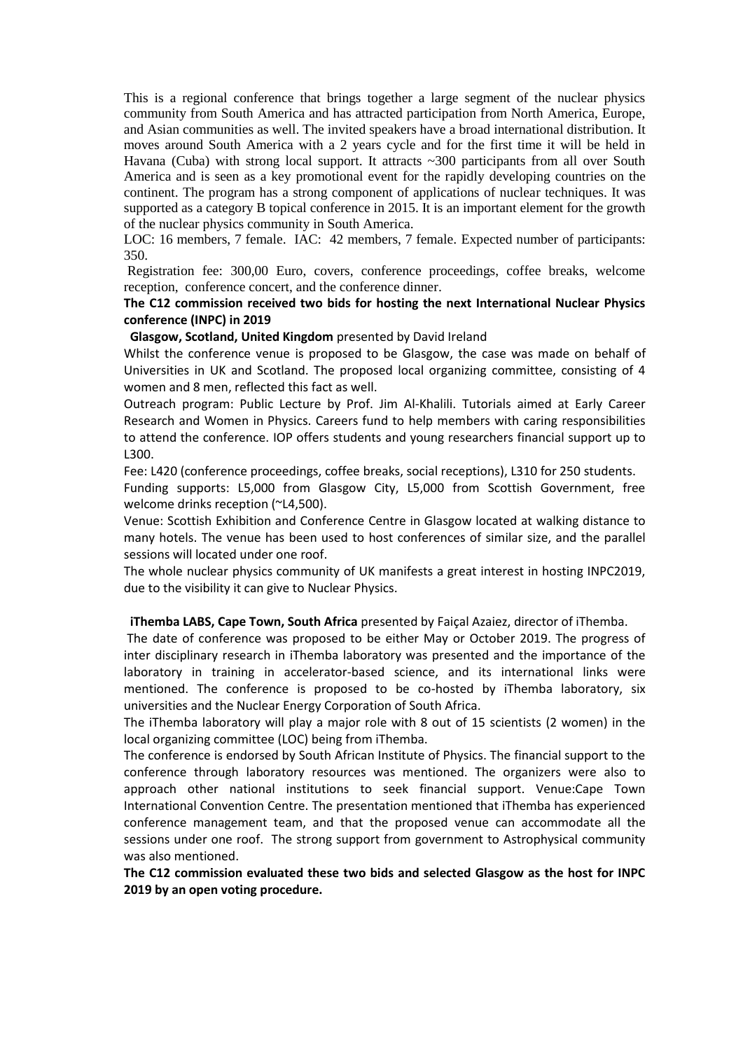This is a regional conference that brings together a large segment of the nuclear physics community from South America and has attracted participation from North America, Europe, and Asian communities as well. The invited speakers have a broad international distribution. It moves around South America with a 2 years cycle and for the first time it will be held in Havana (Cuba) with strong local support. It attracts ~300 participants from all over South America and is seen as a key promotional event for the rapidly developing countries on the continent. The program has a strong component of applications of nuclear techniques. It was supported as a category B topical conference in 2015. It is an important element for the growth of the nuclear physics community in South America.

LOC: 16 members, 7 female. IAC: 42 members, 7 female. Expected number of participants: 350.

Registration fee: 300,00 Euro, covers, conference proceedings, coffee breaks, welcome reception, conference concert, and the conference dinner.

**The C12 commission received two bids for hosting the next International Nuclear Physics conference (INPC) in 2019**

**Glasgow, Scotland, United Kingdom** presented by David Ireland

Whilst the conference venue is proposed to be Glasgow, the case was made on behalf of Universities in UK and Scotland. The proposed local organizing committee, consisting of 4 women and 8 men, reflected this fact as well.

Outreach program: Public Lecture by Prof. Jim Al-Khalili. Tutorials aimed at Early Career Research and Women in Physics. Careers fund to help members with caring responsibilities to attend the conference. IOP offers students and young researchers financial support up to L300.

Fee: L420 (conference proceedings, coffee breaks, social receptions), L310 for 250 students.

Funding supports: L5,000 from Glasgow City, L5,000 from Scottish Government, free welcome drinks reception (~L4,500).

Venue: Scottish Exhibition and Conference Centre in Glasgow located at walking distance to many hotels. The venue has been used to host conferences of similar size, and the parallel sessions will located under one roof.

The whole nuclear physics community of UK manifests a great interest in hosting INPC2019, due to the visibility it can give to Nuclear Physics.

**iThemba LABS, Cape Town, South Africa** presented by Faiçal Azaiez, director of iThemba.

The date of conference was proposed to be either May or October 2019. The progress of inter disciplinary research in iThemba laboratory was presented and the importance of the laboratory in training in accelerator-based science, and its international links were mentioned. The conference is proposed to be co-hosted by iThemba laboratory, six universities and the Nuclear Energy Corporation of South Africa.

The iThemba laboratory will play a major role with 8 out of 15 scientists (2 women) in the local organizing committee (LOC) being from iThemba.

The conference is endorsed by South African Institute of Physics. The financial support to the conference through laboratory resources was mentioned. The organizers were also to approach other national institutions to seek financial support. Venue:Cape Town International Convention Centre. The presentation mentioned that iThemba has experienced conference management team, and that the proposed venue can accommodate all the sessions under one roof. The strong support from government to Astrophysical community was also mentioned.

**The C12 commission evaluated these two bids and selected Glasgow as the host for INPC 2019 by an open voting procedure.**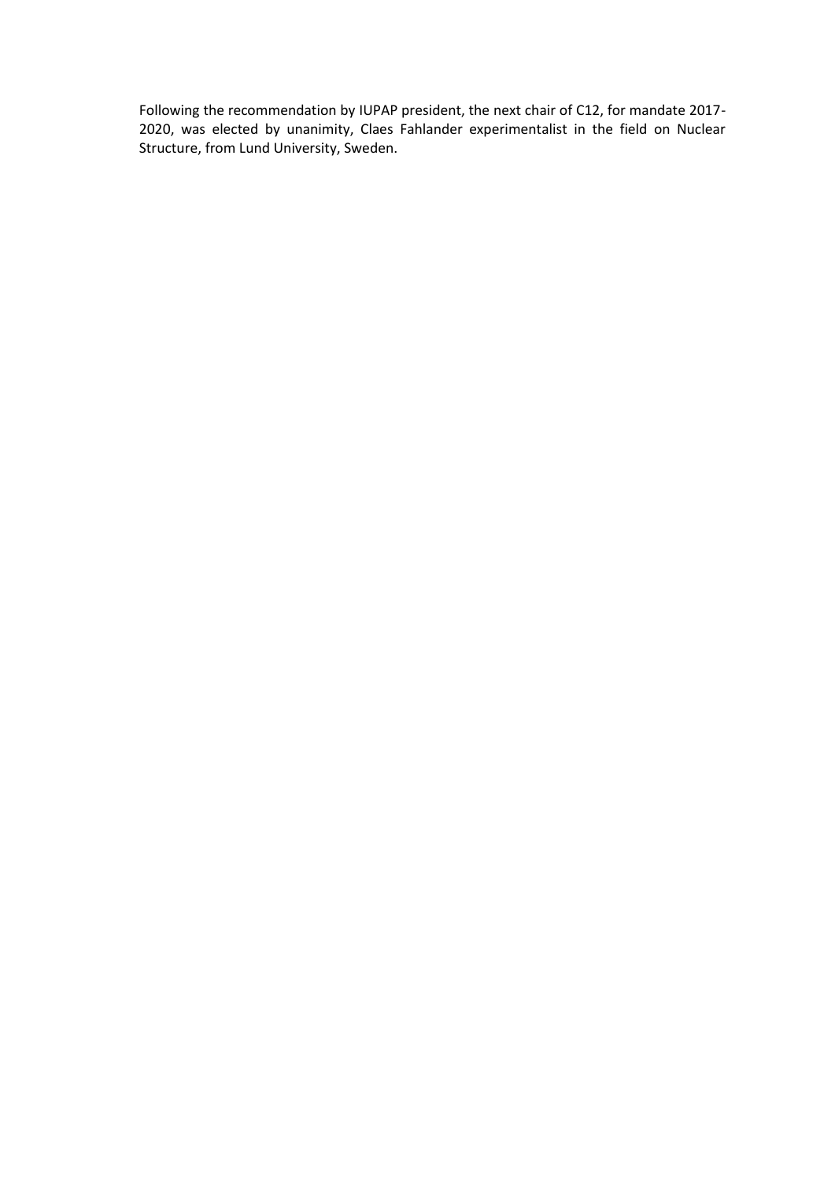Following the recommendation by IUPAP president, the next chair of C12, for mandate 2017-2020, was elected by unanimity, Claes Fahlander experimentalist in the field on Nuclear Structure, from Lund University, Sweden.